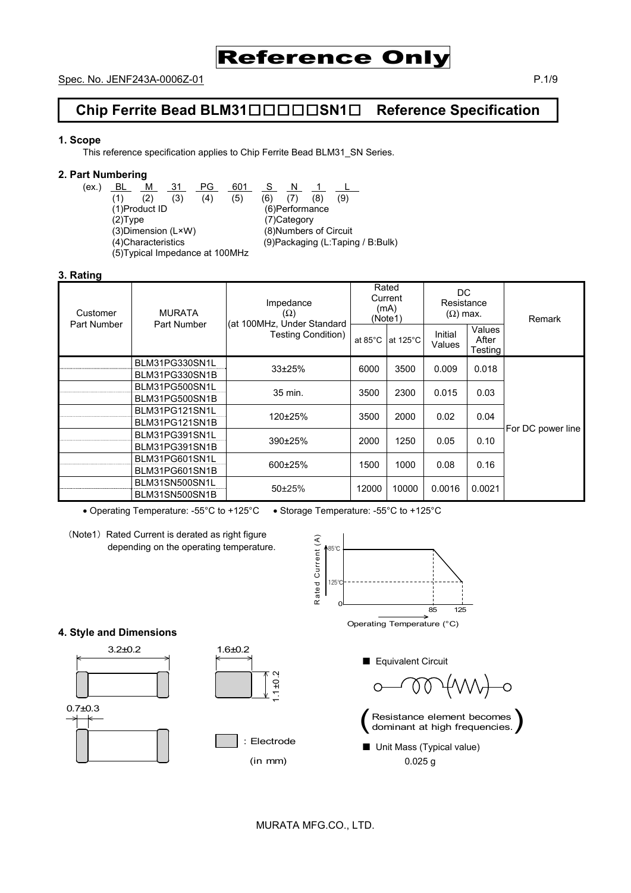Reference Only

Spec. No. JENF243A-0006Z-01

# Chip Ferrite Bead BLM31□□□□□SN1□ Reference Specification

## 1. Scope

This reference specification applies to Chip Ferrite Bead BLM31_SN Series.

## 2. Part Numbering

(ex.) BL M 31 PG 601 S N 1 L
(1) (2) (3) (4) (5) (6) (7) (8) (9)

(1)Product ID
(2)Type
(3)Dimension (L×W)
(4)Characteristics
(5)Typical Impedance at 100MHz
(6)Performance
(7)Category
(8)Numbers of Circuit
(9)Packaging (L:Taping / B:Bulk)

## 3. Rating

| Customer Part Number | MURATA Part Number | Impedance (Ω) (at 100MHz, Under Standard Testing Condition) | Rated Current (mA) (Note1) | | DC Resistance (Ω) max. | | Remark |
|---|---|---|---|---|---|---|---|
| | | | at 85°C | at 125°C | Initial Values | Values After Testing | |
| | BLM31PG330SN1L<br>BLM31PG330SN1B | 33±25% | 6000 | 3500 | 0.009 | 0.018 | For DC power line |
| | BLM31PG500SN1L<br>BLM31PG500SN1B | 35 min. | 3500 | 2300 | 0.015 | 0.03 | |
| | BLM31PG121SN1L<br>BLM31PG121SN1B | 120±25% | 3500 | 2000 | 0.02 | 0.04 | |
| | BLM31PG391SN1L<br>BLM31PG391SN1B | 390±25% | 2000 | 1250 | 0.05 | 0.10 | |
| | BLM31PG601SN1L<br>BLM31PG601SN1B | 600±25% | 1500 | 1000 | 0.08 | 0.16 | |
| | BLM31SN500SN1L<br>BLM31SN500SN1B | 50±25% | 12000 | 10000 | 0.0016 | 0.0021 | |

- Operating Temperature: -55°C to +125°C
- Storage Temperature: -55°C to +125°C

(Note1) Rated Current is derated as right figure depending on the operating temperature.

Rated Current (A) — 85°C, 125°C; Operating Temperature (°C): 0, 85, 125

## 4. Style and Dimensions

3.2±0.2, 1.6±0.2, 1.1±0.2, 0.7±0.3

: Electrode

(in mm)

■ Equivalent Circuit

(Resistance element becomes dominant at high frequencies.)

■ Unit Mass (Typical value)
0.025 g

MURATA MFG.CO., LTD.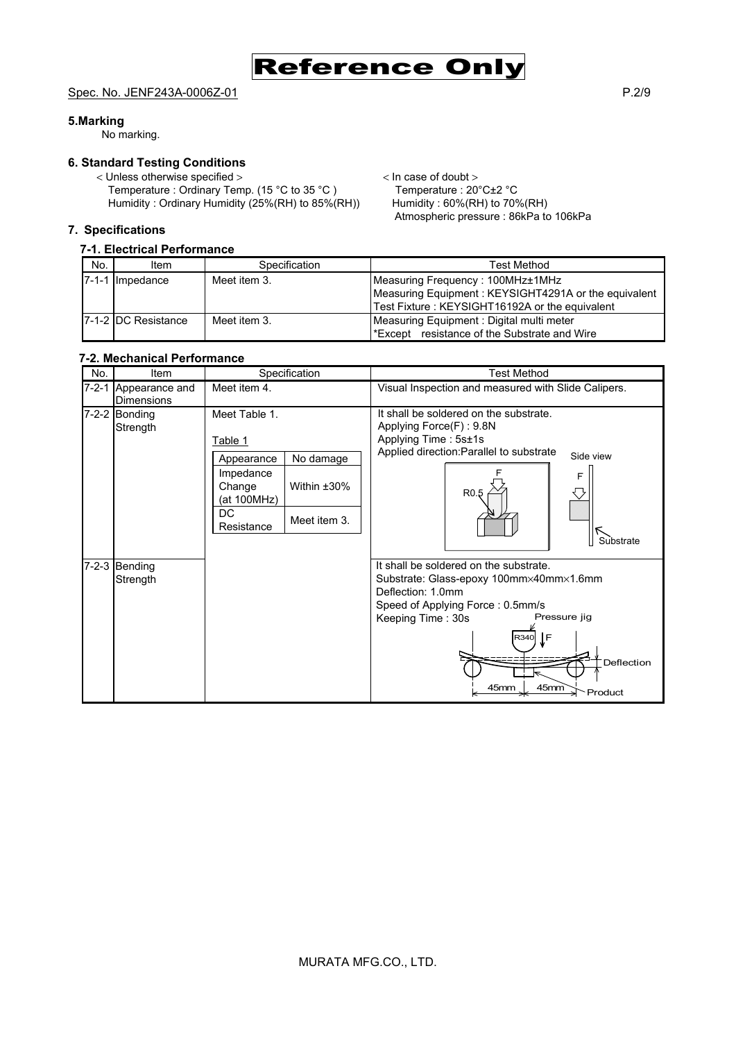Spec. No. JENF243A-0006Z-01

### 5.Marking

No marking.

### 6. Standard Testing Conditions

< Unless otherwise specified >
Temperature : Ordinary Temp. (15 °C to 35 °C )
Humidity : Ordinary Humidity (25%(RH) to 85%(RH))

< In case of doubt >
Temperature : 20°C±2 °C
Humidity : 60%(RH) to 70%(RH)
Atmospheric pressure : 86kPa to 106kPa

### 7. Specifications

#### 7-1. Electrical Performance

| No. | Item | Specification | Test Method |
|---|---|---|---|
| 7-1-1 | Impedance | Meet item 3. | Measuring Frequency : 100MHz±1MHz<br>Measuring Equipment : KEYSIGHT4291A or the equivalent<br>Test Fixture : KEYSIGHT16192A or the equivalent |
| 7-1-2 | DC Resistance | Meet item 3. | Measuring Equipment : Digital multi meter<br>*Except resistance of the Substrate and Wire |

#### 7-2. Mechanical Performance

| No. | Item | Specification | Test Method |
|---|---|---|---|
| 7-2-1 | Appearance and Dimensions | Meet item 4. | Visual Inspection and measured with Slide Calipers. |
| 7-2-2 | Bonding Strength | Meet Table 1.<br><br>Table 1<br>Appearance: No damage<br>Impedance Change (at 100MHz): Within ±30%<br>DC Resistance: Meet item 3. | It shall be soldered on the substrate.<br>Applying Force(F) : 9.8N<br>Applying Time : 5s±1s<br>Applied direction:Parallel to substrate<br>(Figure: F, R0.5, Side view, F, Substrate) |
| 7-2-3 | Bending Strength | | It shall be soldered on the substrate.<br>Substrate: Glass-epoxy 100mm×40mm×1.6mm<br>Deflection: 1.0mm<br>Speed of Applying Force : 0.5mm/s<br>Keeping Time : 30s<br>(Figure: Pressure jig, R340, F, Deflection, 45mm, 45mm, Product) |

MURATA MFG.CO., LTD.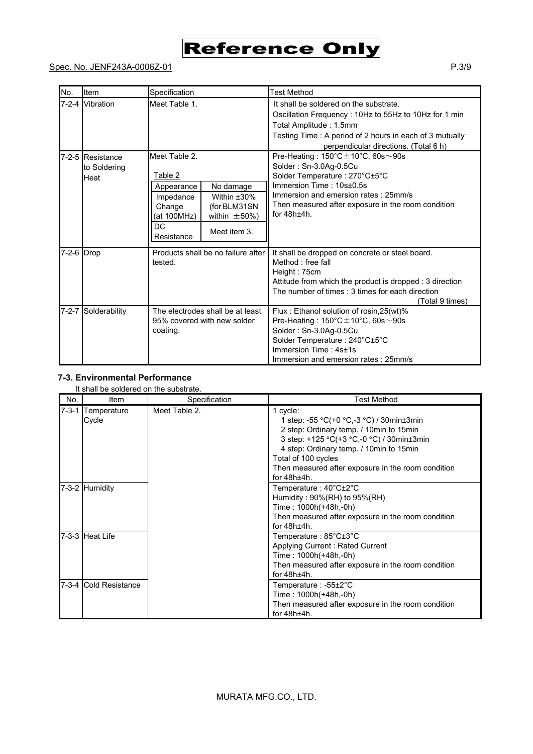| No. | Item | Specification | Test Method |
|---|---|---|---|
| 7-2-4 | Vibration | Meet Table 1. | It shall be soldered on the substrate.<br>Oscillation Frequency : 10Hz to 55Hz to 10Hz for 1 min<br>Total Amplitude : 1.5mm<br>Testing Time : A period of 2 hours in each of 3 mutually perpendicular directions. (Total 6 h) |
| 7-2-5 | Resistance to Soldering Heat | Meet Table 2.<br><br>Table 2<br>Appearance: No damage<br>Impedance Change (at 100MHz): Within ±30% (for BLM31SN within ±50%)<br>DC Resistance: Meet item 3. | Pre-Heating : 150°C±10°C, 60s～90s<br>Solder : Sn-3.0Ag-0.5Cu<br>Solder Temperature : 270°C±5°C<br>Immersion Time : 10s±0.5s<br>Immersion and emersion rates : 25mm/s<br>Then measured after exposure in the room condition for 48h±4h. |
| 7-2-6 | Drop | Products shall be no failure after tested. | It shall be dropped on concrete or steel board.<br>Method : free fall<br>Height : 75cm<br>Attitude from which the product is dropped : 3 direction<br>The number of times : 3 times for each direction (Total 9 times) |
| 7-2-7 | Solderability | The electrodes shall be at least 95% covered with new solder coating. | Flux : Ethanol solution of rosin,25(wt)%<br>Pre-Heating : 150°C±10°C, 60s～90s<br>Solder : Sn-3.0Ag-0.5Cu<br>Solder Temperature : 240°C±5°C<br>Immersion Time : 4s±1s<br>Immersion and emersion rates : 25mm/s |

**7-3. Environmental Performance**

It shall be soldered on the substrate.

| No. | Item | Specification | Test Method |
|---|---|---|---|
| 7-3-1 | Temperature Cycle | Meet Table 2. | 1 cycle:<br>1 step: -55 °C(+0 °C,-3 °C) / 30min±3min<br>2 step: Ordinary temp. / 10min to 15min<br>3 step: +125 °C(+3 °C,-0 °C) / 30min±3min<br>4 step: Ordinary temp. / 10min to 15min<br>Total of 100 cycles<br>Then measured after exposure in the room condition for 48h±4h. |
| 7-3-2 | Humidity | | Temperature : 40°C±2°C<br>Humidity : 90%(RH) to 95%(RH)<br>Time : 1000h(+48h,-0h)<br>Then measured after exposure in the room condition for 48h±4h. |
| 7-3-3 | Heat Life | | Temperature : 85°C±3°C<br>Applying Current : Rated Current<br>Time : 1000h(+48h,-0h)<br>Then measured after exposure in the room condition for 48h±4h. |
| 7-3-4 | Cold Resistance | | Temperature : -55±2°C<br>Time : 1000h(+48h,-0h)<br>Then measured after exposure in the room condition for 48h±4h. |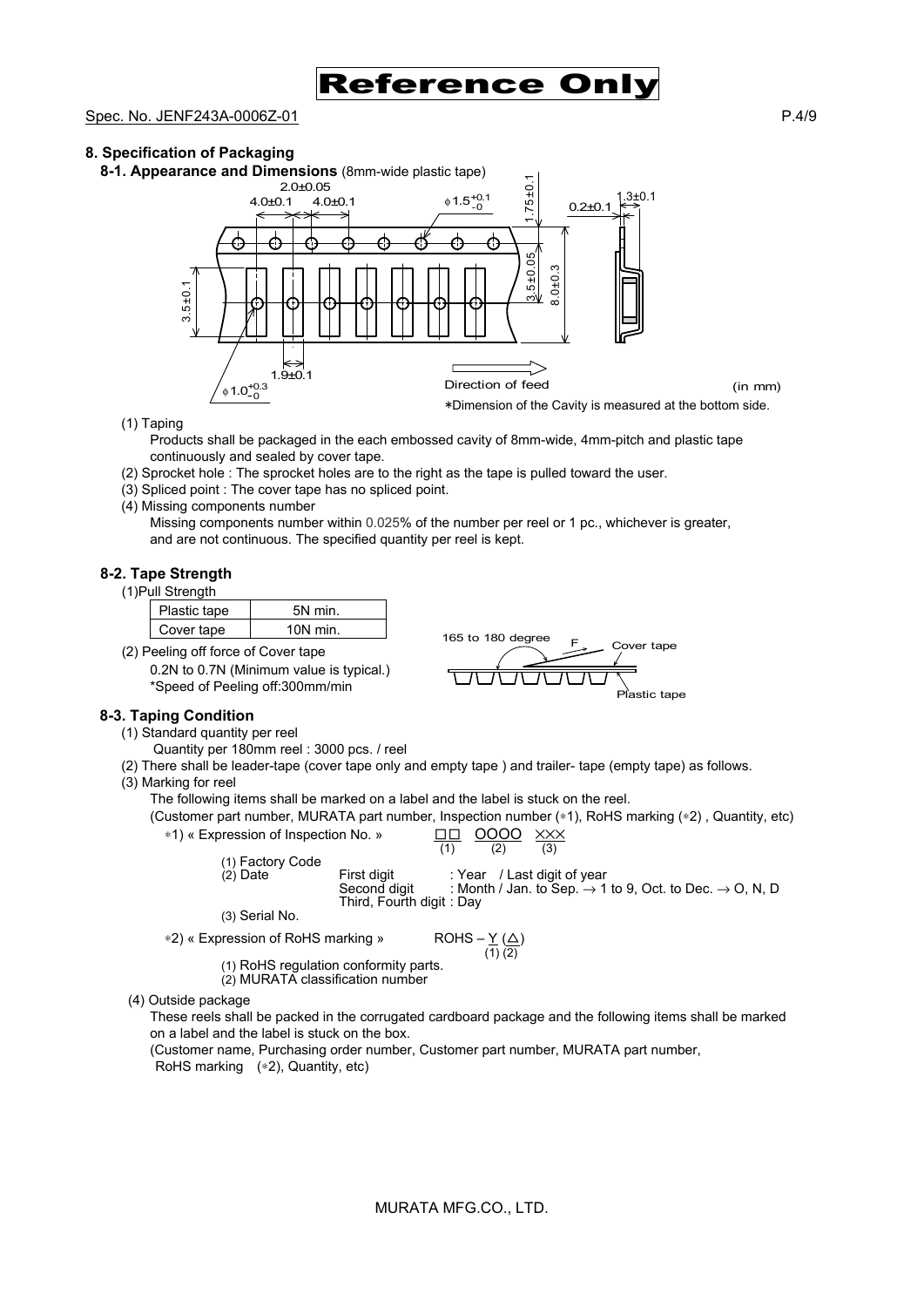# Reference Only

Spec. No. JENF243A-0006Z-01

## 8. Specification of Packaging

### 8-1. Appearance and Dimensions (8mm-wide plastic tape)

(in mm)

∗Dimension of the Cavity is measured at the bottom side.

(1) Taping

Products shall be packaged in the each embossed cavity of 8mm-wide, 4mm-pitch and plastic tape continuously and sealed by cover tape.

(2) Sprocket hole : The sprocket holes are to the right as the tape is pulled toward the user.

(3) Spliced point : The cover tape has no spliced point.

(4) Missing components number

Missing components number within 0.025% of the number per reel or 1 pc., whichever is greater, and are not continuous. The specified quantity per reel is kept.

### 8-2. Tape Strength

(1)Pull Strength

| Plastic tape | 5N min. |
|---|---|
| Cover tape | 10N min. |

(2) Peeling off force of Cover tape

0.2N to 0.7N (Minimum value is typical.)

*Speed of Peeling off:300mm/min

### 8-3. Taping Condition

(1) Standard quantity per reel

Quantity per 180mm reel : 3000 pcs. / reel

(2) There shall be leader-tape (cover tape only and empty tape ) and trailer- tape (empty tape) as follows.

(3) Marking for reel

The following items shall be marked on a label and the label is stuck on the reel.

(Customer part number, MURATA part number, Inspection number (∗1), RoHS marking (∗2) , Quantity, etc)

∗1) « Expression of Inspection No. » □□ (1) OOOO (2) ××× (3)

(1) Factory Code

(2) Date
- First digit : Year / Last digit of year
- Second digit : Month / Jan. to Sep. → 1 to 9, Oct. to Dec. → O, N, D
- Third, Fourth digit : Day

(3) Serial No.

∗2) « Expression of RoHS marking » ROHS – Y (1) (△) (2)

(1) RoHS regulation conformity parts.

(2) MURATA classification number

(4) Outside package

These reels shall be packed in the corrugated cardboard package and the following items shall be marked on a label and the label is stuck on the box.

(Customer name, Purchasing order number, Customer part number, MURATA part number, RoHS marking (∗2), Quantity, etc)

MURATA MFG.CO., LTD.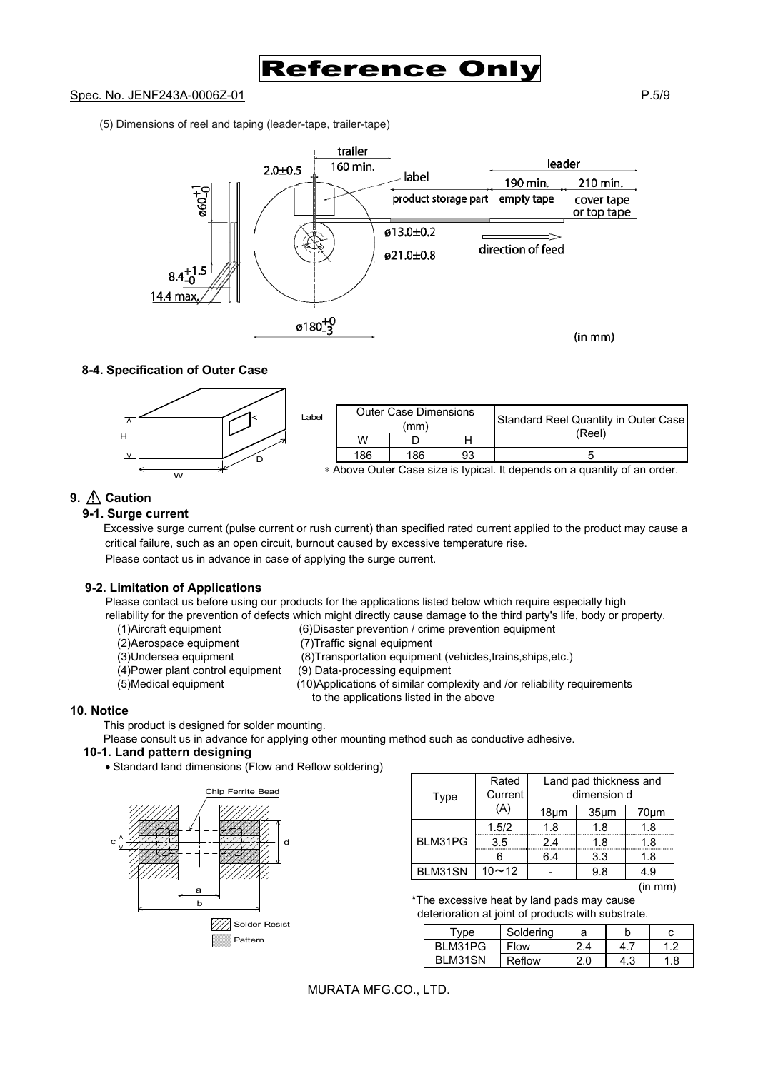(5) Dimensions of reel and taping (leader-tape, trailer-tape)

trailer 160 min. | label | product storage part | leader: 190 min. empty tape | 210 min. cover tape or top tape

2.0±0.5, ø60 $^{+1}_{-0}$, ø13.0±0.2, ø21.0±0.8, 8.4 $^{+1.5}_{-0}$, 14.4 max., ø180 $^{+0}_{-3}$

direction of feed

(in mm)

### 8-4. Specification of Outer Case

| Outer Case Dimensions (mm) | | | Standard Reel Quantity in Outer Case (Reel) |
|---|---|---|---|
| W | D | H | |
| 186 | 186 | 93 | 5 |

∗ Above Outer Case size is typical. It depends on a quantity of an order.

## 9. ⚠ Caution

### 9-1. Surge current

Excessive surge current (pulse current or rush current) than specified rated current applied to the product may cause a critical failure, such as an open circuit, burnout caused by excessive temperature rise.
Please contact us in advance in case of applying the surge current.

### 9-2. Limitation of Applications

Please contact us before using our products for the applications listed below which require especially high reliability for the prevention of defects which might directly cause damage to the third party's life, body or property.

(1)Aircraft equipment
(2)Aerospace equipment
(3)Undersea equipment
(4)Power plant control equipment
(5)Medical equipment
(6)Disaster prevention / crime prevention equipment
(7)Traffic signal equipment
(8)Transportation equipment (vehicles,trains,ships,etc.)
(9) Data-processing equipment
(10)Applications of similar complexity and /or reliability requirements to the applications listed in the above

## 10. Notice

This product is designed for solder mounting.
Please consult us in advance for applying other mounting method such as conductive adhesive.

### 10-1. Land pattern designing

- Standard land dimensions (Flow and Reflow soldering)

Chip Ferrite Bead

Solder Resist
Pattern

| Type | Rated Current (A) | Land pad thickness and dimension d | | |
|---|---|---|---|---|
| | | 18μm | 35μm | 70μm |
| BLM31PG | 1.5/2 | 1.8 | 1.8 | 1.8 |
| | 3.5 | 2.4 | 1.8 | 1.8 |
| | 6 | 6.4 | 3.3 | 1.8 |
| BLM31SN | 10～12 | - | 9.8 | 4.9 |

(in mm)

*The excessive heat by land pads may cause deterioration at joint of products with substrate.

| Type | Soldering | a | b | c |
|---|---|---|---|---|
| BLM31PG | Flow | 2.4 | 4.7 | 1.2 |
| BLM31SN | Reflow | 2.0 | 4.3 | 1.8 |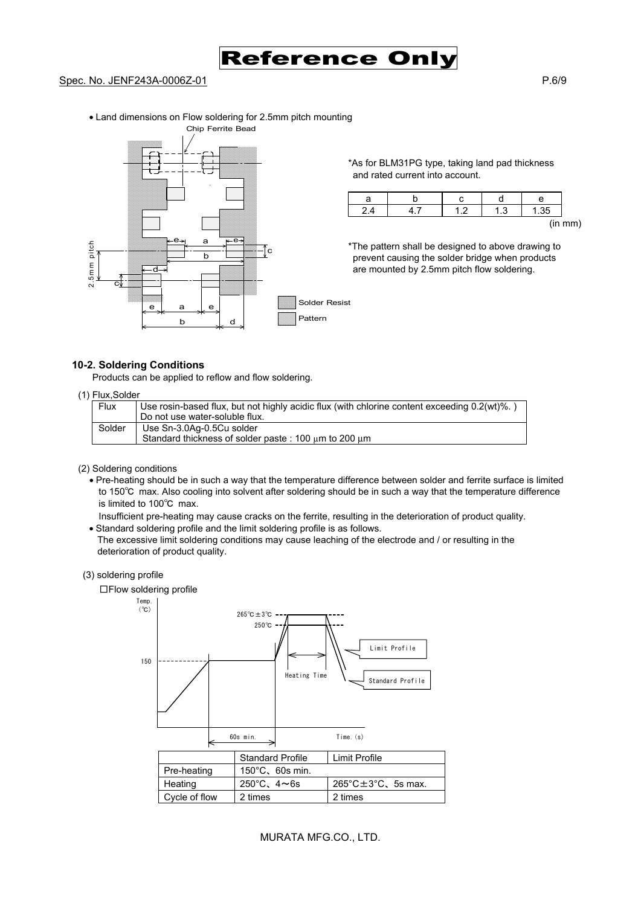- Land dimensions on Flow soldering for 2.5mm pitch mounting

*As for BLM31PG type, taking land pad thickness and rated current into account.

| a | b | c | d | e |
|---|---|---|---|---|
| 2.4 | 4.7 | 1.2 | 1.3 | 1.35 |

(in mm)

*The pattern shall be designed to above drawing to prevent causing the solder bridge when products are mounted by 2.5mm pitch flow soldering.

### 10-2. Soldering Conditions

Products can be applied to reflow and flow soldering.

(1) Flux,Solder

| Flux | Use rosin-based flux, but not highly acidic flux (with chlorine content exceeding 0.2(wt)%. ) Do not use water-soluble flux. |
|---|---|
| Solder | Use Sn-3.0Ag-0.5Cu solder<br>Standard thickness of solder paste : 100 μm to 200 μm |

(2) Soldering conditions

- Pre-heating should be in such a way that the temperature difference between solder and ferrite surface is limited to 150℃ max. Also cooling into solvent after soldering should be in such a way that the temperature difference is limited to 100℃ max.
  Insufficient pre-heating may cause cracks on the ferrite, resulting in the deterioration of product quality.
- Standard soldering profile and the limit soldering profile is as follows.
  The excessive limit soldering conditions may cause leaching of the electrode and / or resulting in the deterioration of product quality.

(3) soldering profile

□Flow soldering profile

|  | Standard Profile | Limit Profile |
|---|---|---|
| Pre-heating | 150°C、60s min. | |
| Heating | 250°C、4～6s | 265°C±3°C、5s max. |
| Cycle of flow | 2 times | 2 times |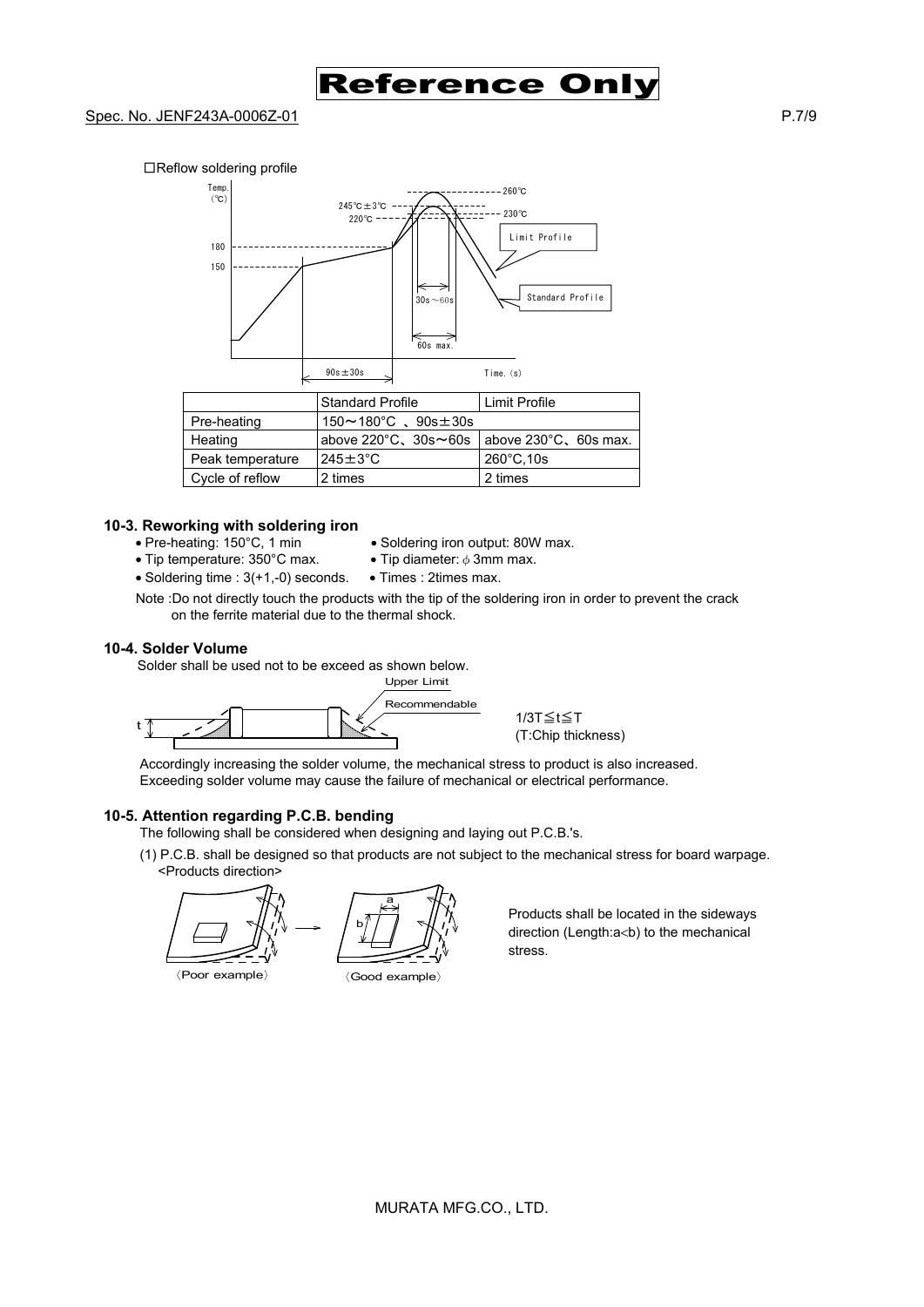□Reflow soldering profile

|  | Standard Profile | Limit Profile |
| --- | --- | --- |
| Pre-heating | 150～180°C 、90s±30s |  |
| Heating | above 220°C、30s～60s | above 230°C、60s max. |
| Peak temperature | 245±3°C | 260°C,10s |
| Cycle of reflow | 2 times | 2 times |

### 10-3. Reworking with soldering iron

- Pre-heating: 150°C, 1 min
- Soldering iron output: 80W max.
- Tip temperature: 350°C max.
- Tip diameter: ϕ 3mm max.
- Soldering time : 3(+1,-0) seconds.
- Times : 2times max.

Note :Do not directly touch the products with the tip of the soldering iron in order to prevent the crack on the ferrite material due to the thermal shock.

### 10-4. Solder Volume

Solder shall be used not to be exceed as shown below.

1/3T≦t≦T
(T:Chip thickness)

Accordingly increasing the solder volume, the mechanical stress to product is also increased. Exceeding solder volume may cause the failure of mechanical or electrical performance.

### 10-5. Attention regarding P.C.B. bending

The following shall be considered when designing and laying out P.C.B.'s.

(1) P.C.B. shall be designed so that products are not subject to the mechanical stress for board warpage.
<Products direction>

〈Poor example〉 〈Good example〉

Products shall be located in the sideways direction (Length:a<b) to the mechanical stress.

MURATA MFG.CO., LTD.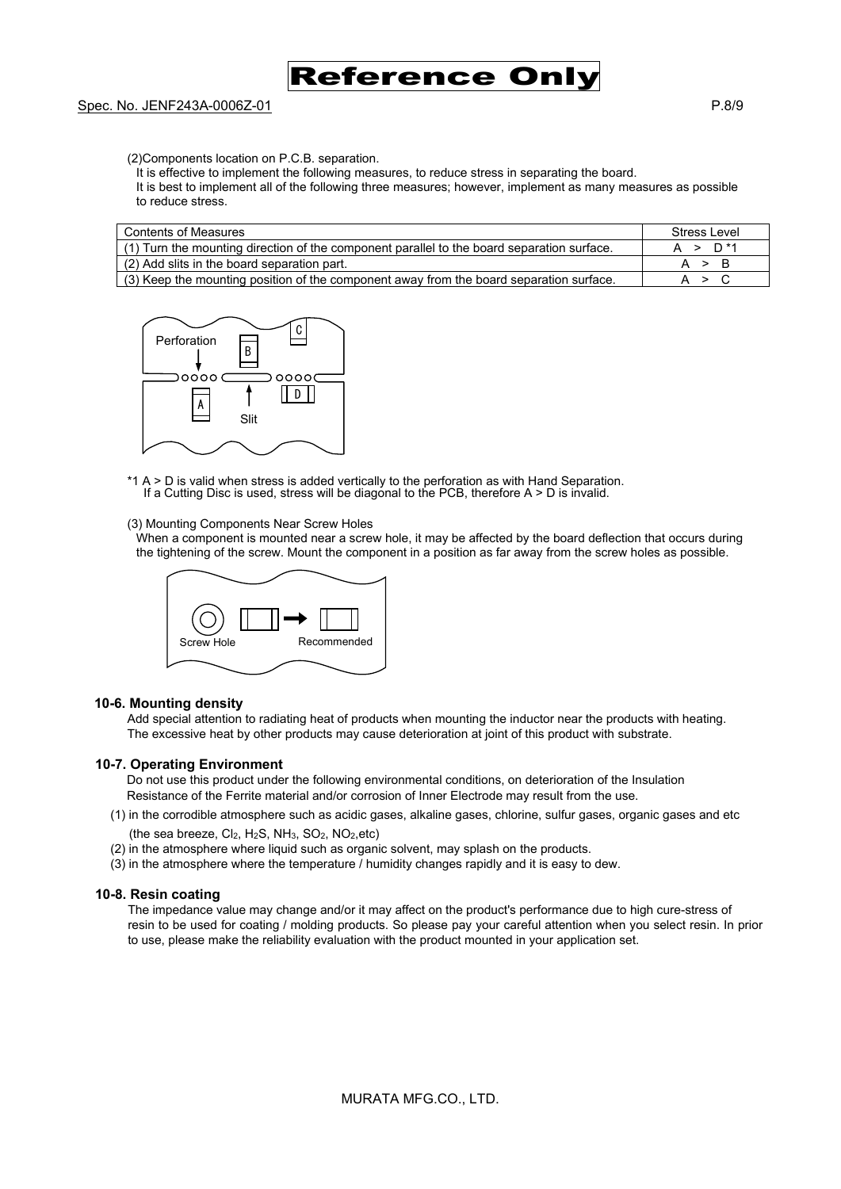(2)Components location on P.C.B. separation.

It is effective to implement the following measures, to reduce stress in separating the board.
It is best to implement all of the following three measures; however, implement as many measures as possible to reduce stress.

| Contents of Measures | Stress Level |
|---|---|
| (1) Turn the mounting direction of the component parallel to the board separation surface. | A > D *1 |
| (2) Add slits in the board separation part. | A > B |
| (3) Keep the mounting position of the component away from the board separation surface. | A > C |

*1 A > D is valid when stress is added vertically to the perforation as with Hand Separation.
If a Cutting Disc is used, stress will be diagonal to the PCB, therefore A > D is invalid.

(3) Mounting Components Near Screw Holes

When a component is mounted near a screw hole, it may be affected by the board deflection that occurs during the tightening of the screw. Mount the component in a position as far away from the screw holes as possible.

### 10-6. Mounting density

Add special attention to radiating heat of products when mounting the inductor near the products with heating.
The excessive heat by other products may cause deterioration at joint of this product with substrate.

### 10-7. Operating Environment

Do not use this product under the following environmental conditions, on deterioration of the Insulation Resistance of the Ferrite material and/or corrosion of Inner Electrode may result from the use.

(1) in the corrodible atmosphere such as acidic gases, alkaline gases, chlorine, sulfur gases, organic gases and etc (the sea breeze, $Cl_2$, $H_2S$, $NH_3$, $SO_2$, $NO_2$,etc)
(2) in the atmosphere where liquid such as organic solvent, may splash on the products.
(3) in the atmosphere where the temperature / humidity changes rapidly and it is easy to dew.

### 10-8. Resin coating

The impedance value may change and/or it may affect on the product's performance due to high cure-stress of resin to be used for coating / molding products. So please pay your careful attention when you select resin. In prior to use, please make the reliability evaluation with the product mounted in your application set.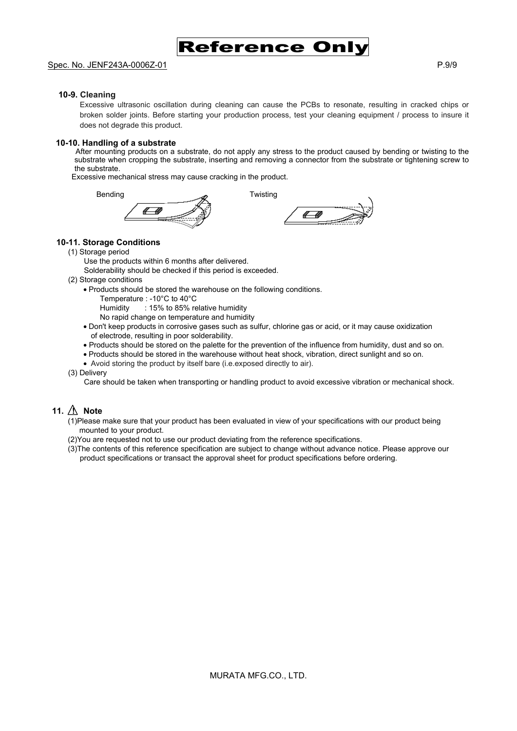#### 10-9. Cleaning

Excessive ultrasonic oscillation during cleaning can cause the PCBs to resonate, resulting in cracked chips or broken solder joints. Before starting your production process, test your cleaning equipment / process to insure it does not degrade this product.

#### 10-10. Handling of a substrate

After mounting products on a substrate, do not apply any stress to the product caused by bending or twisting to the substrate when cropping the substrate, inserting and removing a connector from the substrate or tightening screw to the substrate.

Excessive mechanical stress may cause cracking in the product.

Bending

Twisting

#### 10-11. Storage Conditions

(1) Storage period

Use the products within 6 months after delivered.
Solderability should be checked if this period is exceeded.

(2) Storage conditions

- Products should be stored the warehouse on the following conditions.
  Temperature : -10°C to 40°C
  Humidity : 15% to 85% relative humidity
  No rapid change on temperature and humidity
- Don't keep products in corrosive gases such as sulfur, chlorine gas or acid, or it may cause oxidization of electrode, resulting in poor solderability.
- Products should be stored on the palette for the prevention of the influence from humidity, dust and so on.
- Products should be stored in the warehouse without heat shock, vibration, direct sunlight and so on.
- Avoid storing the product by itself bare (i.e.exposed directly to air).

(3) Delivery

Care should be taken when transporting or handling product to avoid excessive vibration or mechanical shock.

## 11. ⚠ Note

(1)Please make sure that your product has been evaluated in view of your specifications with our product being mounted to your product.

(2)You are requested not to use our product deviating from the reference specifications.

(3)The contents of this reference specification are subject to change without advance notice. Please approve our product specifications or transact the approval sheet for product specifications before ordering.